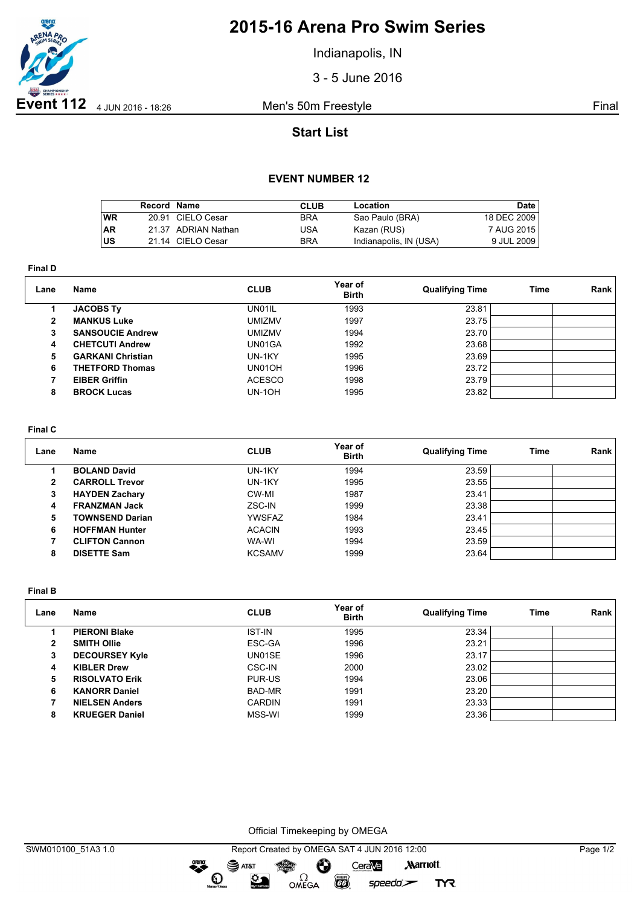# 2015-16 Arena Pro Swim Series

Indianapolis, IN

3 - 5 June 2016

**Event 112** 4 JUN 2016 - 18:26 Men's 50m Freestyle Final

## Start List

### EVENT NUMBER 12

| | Record | Name | CLUB | Location | Date |
|---|---|---|---|---|---|
| WR | 20.91 | CIELO Cesar | BRA | Sao Paulo (BRA) | 18 DEC 2009 |
| AR | 21.37 | ADRIAN Nathan | USA | Kazan (RUS) | 7 AUG 2015 |
| US | 21.14 | CIELO Cesar | BRA | Indianapolis, IN (USA) | 9 JUL 2009 |

**Final D**

| Lane | Name | CLUB | Year of Birth | Qualifying Time | Time | Rank |
|---|---|---|---|---|---|---|
| 1 | **JACOBS Ty** | UN01IL | 1993 | 23.81 | | |
| 2 | **MANKUS Luke** | UMIZMV | 1997 | 23.75 | | |
| 3 | **SANSOUCIE Andrew** | UMIZMV | 1994 | 23.70 | | |
| 4 | **CHETCUTI Andrew** | UN01GA | 1992 | 23.68 | | |
| 5 | **GARKANI Christian** | UN-1KY | 1995 | 23.69 | | |
| 6 | **THETFORD Thomas** | UN01OH | 1996 | 23.72 | | |
| 7 | **EIBER Griffin** | ACESCO | 1998 | 23.79 | | |
| 8 | **BROCK Lucas** | UN-1OH | 1995 | 23.82 | | |

**Final C**

| Lane | Name | CLUB | Year of Birth | Qualifying Time | Time | Rank |
|---|---|---|---|---|---|---|
| 1 | **BOLAND David** | UN-1KY | 1994 | 23.59 | | |
| 2 | **CARROLL Trevor** | UN-1KY | 1995 | 23.55 | | |
| 3 | **HAYDEN Zachary** | CW-MI | 1987 | 23.41 | | |
| 4 | **FRANZMAN Jack** | ZSC-IN | 1999 | 23.38 | | |
| 5 | **TOWNSEND Darian** | YWSFAZ | 1984 | 23.41 | | |
| 6 | **HOFFMAN Hunter** | ACACIN | 1993 | 23.45 | | |
| 7 | **CLIFTON Cannon** | WA-WI | 1994 | 23.59 | | |
| 8 | **DISETTE Sam** | KCSAMV | 1999 | 23.64 | | |

**Final B**

| Lane | Name | CLUB | Year of Birth | Qualifying Time | Time | Rank |
|---|---|---|---|---|---|---|
| 1 | **PIERONI Blake** | IST-IN | 1995 | 23.34 | | |
| 2 | **SMITH Ollie** | ESC-GA | 1996 | 23.21 | | |
| 3 | **DECOURSEY Kyle** | UN01SE | 1996 | 23.17 | | |
| 4 | **KIBLER Drew** | CSC-IN | 2000 | 23.02 | | |
| 5 | **RISOLVATO Erik** | PUR-US | 1994 | 23.06 | | |
| 6 | **KANORR Daniel** | BAD-MR | 1991 | 23.20 | | |
| 7 | **NIELSEN Anders** | CARDIN | 1991 | 23.33 | | |
| 8 | **KRUEGER Daniel** | MSS-WI | 1999 | 23.36 | | |

Official Timekeeping by OMEGA

SWM010100_51A3 1.0 Report Created by OMEGA SAT 4 JUN 2016 12:00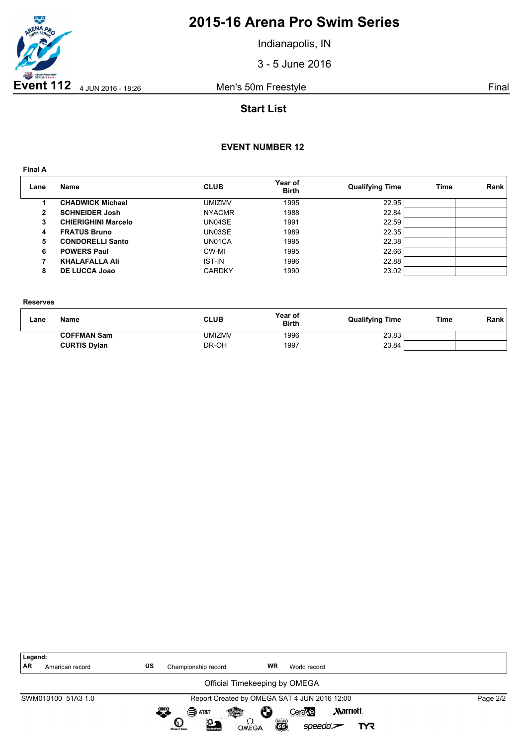# 2015-16 Arena Pro Swim Series

Indianapolis, IN

3 - 5 June 2016

**Event 112** 4 JUN 2016 - 18:26 Men's 50m Freestyle Final

## Start List

### EVENT NUMBER 12

**Final A**

| Lane | Name | CLUB | Year of Birth | Qualifying Time | Time | Rank |
|---|---|---|---|---|---|---|
| 1 | **CHADWICK Michael** | UMIZMV | 1995 | 22.95 | | |
| 2 | **SCHNEIDER Josh** | NYACMR | 1988 | 22.84 | | |
| 3 | **CHIERIGHINI Marcelo** | UN04SE | 1991 | 22.59 | | |
| 4 | **FRATUS Bruno** | UN03SE | 1989 | 22.35 | | |
| 5 | **CONDORELLI Santo** | UN01CA | 1995 | 22.38 | | |
| 6 | **POWERS Paul** | CW-MI | 1995 | 22.66 | | |
| 7 | **KHALAFALLA Ali** | IST-IN | 1996 | 22.88 | | |
| 8 | **DE LUCCA Joao** | CARDKY | 1990 | 23.02 | | |

**Reserves**

| Lane | Name | CLUB | Year of Birth | Qualifying Time | Time | Rank |
|---|---|---|---|---|---|---|
| | **COFFMAN Sam** | UMIZMV | 1996 | 23.83 | | |
| | **CURTIS Dylan** | DR-OH | 1997 | 23.84 | | |

**Legend:**

| | | | | | |
|---|---|---|---|---|---|
| **AR** | American record | **US** | Championship record | **WR** | World record |

Official Timekeeping by OMEGA

SWM010100_51A3 1.0 Report Created by OMEGA SAT 4 JUN 2016 12:00